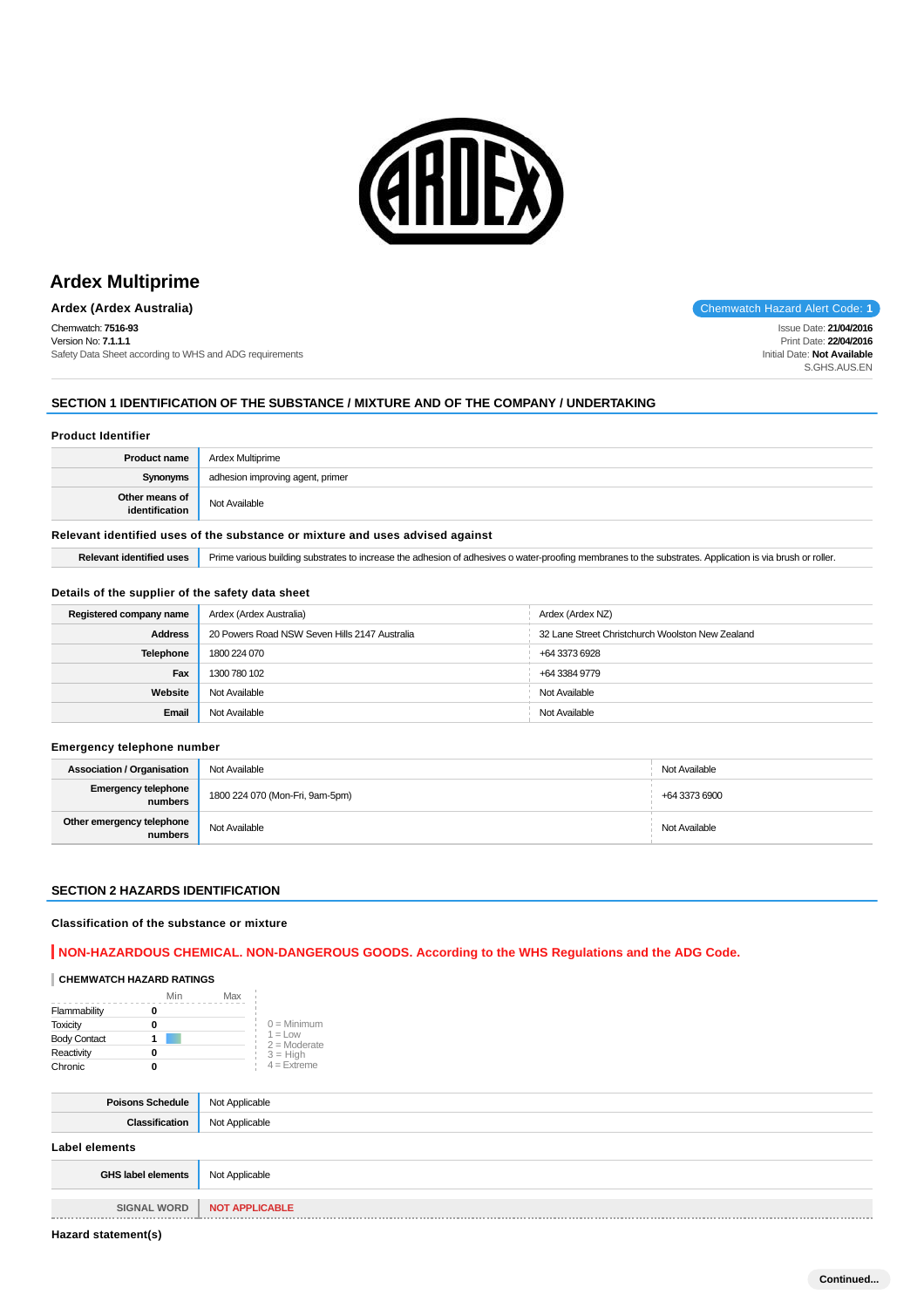# Ardex Multiprime

**Ardex (Ardex Australia)**

Chemwatch Hazard Alert Code: **1**

Chemwatch: **7516-93**
Version No: **7.1.1.1**
Safety Data Sheet according to WHS and ADG requirements

Issue Date: **21/04/2016**
Print Date: **22/04/2016**
Initial Date: **Not Available**
S.GHS.AUS.EN

## SECTION 1 IDENTIFICATION OF THE SUBSTANCE / MIXTURE AND OF THE COMPANY / UNDERTAKING

### Product Identifier

| | |
|---|---|
| **Product name** | Ardex Multiprime |
| **Synonyms** | adhesion improving agent, primer |
| **Other means of identification** | Not Available |

### Relevant identified uses of the substance or mixture and uses advised against

| | |
|---|---|
| **Relevant identified uses** | Prime various building substrates to increase the adhesion of adhesives o water-proofing membranes to the substrates. Application is via brush or roller. |

### Details of the supplier of the safety data sheet

| | | |
|---|---|---|
| **Registered company name** | Ardex (Ardex Australia) | Ardex (Ardex NZ) |
| **Address** | 20 Powers Road NSW Seven Hills 2147 Australia | 32 Lane Street Christchurch Woolston New Zealand |
| **Telephone** | 1800 224 070 | +64 3373 6928 |
| **Fax** | 1300 780 102 | +64 3384 9779 |
| **Website** | Not Available | Not Available |
| **Email** | Not Available | Not Available |

### Emergency telephone number

| | | |
|---|---|---|
| **Association / Organisation** | Not Available | Not Available |
| **Emergency telephone numbers** | 1800 224 070 (Mon-Fri, 9am-5pm) | +64 3373 6900 |
| **Other emergency telephone numbers** | Not Available | Not Available |

## SECTION 2 HAZARDS IDENTIFICATION

### Classification of the substance or mixture

**NON-HAZARDOUS CHEMICAL. NON-DANGEROUS GOODS. According to the WHS Regulations and the ADG Code.**

**CHEMWATCH HAZARD RATINGS**

| | Min | Max |
|---|---|---|
| Flammability | 0 | |
| Toxicity | 0 | |
| Body Contact | 1 | |
| Reactivity | 0 | |
| Chronic | 0 | |

0 = Minimum
1 = Low
2 = Moderate
3 = High
4 = Extreme

| | |
|---|---|
| **Poisons Schedule** | Not Applicable |
| **Classification** | Not Applicable |

### Label elements

| | |
|---|---|
| **GHS label elements** | Not Applicable |
| **SIGNAL WORD** | **NOT APPLICABLE** |

### Hazard statement(s)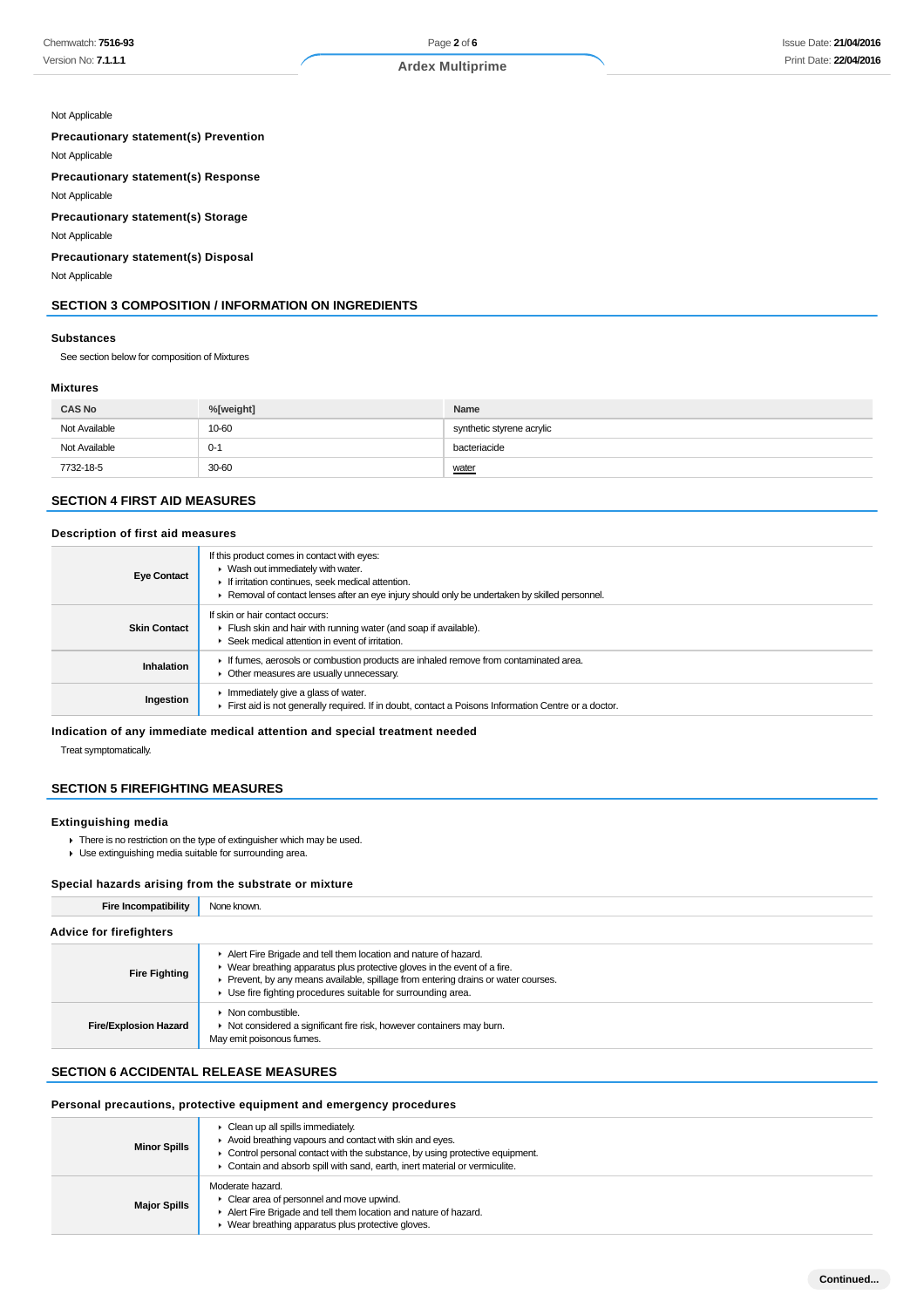Not Applicable

**Precautionary statement(s) Prevention**

Not Applicable

**Precautionary statement(s) Response**

Not Applicable

**Precautionary statement(s) Storage**

Not Applicable

**Precautionary statement(s) Disposal**

Not Applicable

## SECTION 3 COMPOSITION / INFORMATION ON INGREDIENTS

### Substances

See section below for composition of Mixtures

### Mixtures

| CAS No | %[weight] | Name |
|---|---|---|
| Not Available | 10-60 | synthetic styrene acrylic |
| Not Available | 0-1 | bacteriacide |
| 7732-18-5 | 30-60 | water |

## SECTION 4 FIRST AID MEASURES

### Description of first aid measures

| | |
|---|---|
| **Eye Contact** | If this product comes in contact with eyes:<br>▶ Wash out immediately with water.<br>▶ If irritation continues, seek medical attention.<br>▶ Removal of contact lenses after an eye injury should only be undertaken by skilled personnel. |
| **Skin Contact** | If skin or hair contact occurs:<br>▶ Flush skin and hair with running water (and soap if available).<br>▶ Seek medical attention in event of irritation. |
| **Inhalation** | ▶ If fumes, aerosols or combustion products are inhaled remove from contaminated area.<br>▶ Other measures are usually unnecessary. |
| **Ingestion** | ▶ Immediately give a glass of water.<br>▶ First aid is not generally required. If in doubt, contact a Poisons Information Centre or a doctor. |

### Indication of any immediate medical attention and special treatment needed

Treat symptomatically.

## SECTION 5 FIREFIGHTING MEASURES

### Extinguishing media

- There is no restriction on the type of extinguisher which may be used.
- Use extinguishing media suitable for surrounding area.

### Special hazards arising from the substrate or mixture

| | |
|---|---|
| **Fire Incompatibility** | None known. |

### Advice for firefighters

| | |
|---|---|
| **Fire Fighting** | ▶ Alert Fire Brigade and tell them location and nature of hazard.<br>▶ Wear breathing apparatus plus protective gloves in the event of a fire.<br>▶ Prevent, by any means available, spillage from entering drains or water courses.<br>▶ Use fire fighting procedures suitable for surrounding area. |
| **Fire/Explosion Hazard** | ▶ Non combustible.<br>▶ Not considered a significant fire risk, however containers may burn.<br>May emit poisonous fumes. |

## SECTION 6 ACCIDENTAL RELEASE MEASURES

### Personal precautions, protective equipment and emergency procedures

| | |
|---|---|
| **Minor Spills** | ▶ Clean up all spills immediately.<br>▶ Avoid breathing vapours and contact with skin and eyes.<br>▶ Control personal contact with the substance, by using protective equipment.<br>▶ Contain and absorb spill with sand, earth, inert material or vermiculite. |
| **Major Spills** | Moderate hazard.<br>▶ Clear area of personnel and move upwind.<br>▶ Alert Fire Brigade and tell them location and nature of hazard.<br>▶ Wear breathing apparatus plus protective gloves. |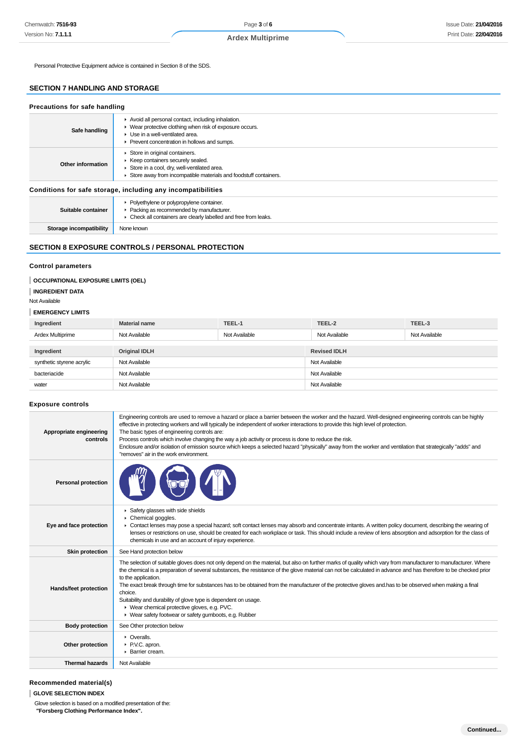Personal Protective Equipment advice is contained in Section 8 of the SDS.

## SECTION 7 HANDLING AND STORAGE

### Precautions for safe handling

| | |
|---|---|
| **Safe handling** | - Avoid all personal contact, including inhalation.<br>- Wear protective clothing when risk of exposure occurs.<br>- Use in a well-ventilated area.<br>- Prevent concentration in hollows and sumps. |
| **Other information** | - Store in original containers.<br>- Keep containers securely sealed.<br>- Store in a cool, dry, well-ventilated area.<br>- Store away from incompatible materials and foodstuff containers. |

### Conditions for safe storage, including any incompatibilities

| | |
|---|---|
| **Suitable container** | - Polyethylene or polypropylene container.<br>- Packing as recommended by manufacturer.<br>- Check all containers are clearly labelled and free from leaks. |
| **Storage incompatibility** | None known |

## SECTION 8 EXPOSURE CONTROLS / PERSONAL PROTECTION

### Control parameters

**OCCUPATIONAL EXPOSURE LIMITS (OEL)**

**INGREDIENT DATA**

Not Available

**EMERGENCY LIMITS**

| Ingredient | Material name | TEEL-1 | TEEL-2 | TEEL-3 |
|---|---|---|---|---|
| Ardex Multiprime | Not Available | Not Available | Not Available | Not Available |

| Ingredient | Original IDLH | Revised IDLH |
|---|---|---|
| synthetic styrene acrylic | Not Available | Not Available |
| bacteriacide | Not Available | Not Available |
| water | Not Available | Not Available |

### Exposure controls

| | |
|---|---|
| **Appropriate engineering controls** | Engineering controls are used to remove a hazard or place a barrier between the worker and the hazard. Well-designed engineering controls can be highly effective in protecting workers and will typically be independent of worker interactions to provide this high level of protection.<br>The basic types of engineering controls are:<br>Process controls which involve changing the way a job activity or process is done to reduce the risk.<br>Enclosure and/or isolation of emission source which keeps a selected hazard "physically" away from the worker and ventilation that strategically "adds" and "removes" air in the work environment. |
| **Personal protection** | |
| **Eye and face protection** | - Safety glasses with side shields<br>- Chemical goggles.<br>- Contact lenses may pose a special hazard; soft contact lenses may absorb and concentrate irritants. A written policy document, describing the wearing of lenses or restrictions on use, should be created for each workplace or task. This should include a review of lens absorption and adsorption for the class of chemicals in use and an account of injury experience. |
| **Skin protection** | See Hand protection below |
| **Hands/feet protection** | The selection of suitable gloves does not only depend on the material, but also on further marks of quality which vary from manufacturer to manufacturer. Where the chemical is a preparation of several substances, the resistance of the glove material can not be calculated in advance and has therefore to be checked prior to the application.<br>The exact break through time for substances has to be obtained from the manufacturer of the protective gloves and.has to be observed when making a final choice.<br>Suitability and durability of glove type is dependent on usage.<br>- Wear chemical protective gloves, e.g. PVC.<br>- Wear safety footwear or safety gumboots, e.g. Rubber |
| **Body protection** | See Other protection below |
| **Other protection** | - Overalls.<br>- P.V.C. apron.<br>- Barrier cream. |
| **Thermal hazards** | Not Available |

### Recommended material(s)

**GLOVE SELECTION INDEX**

Glove selection is based on a modified presentation of the:
**"Forsberg Clothing Performance Index".**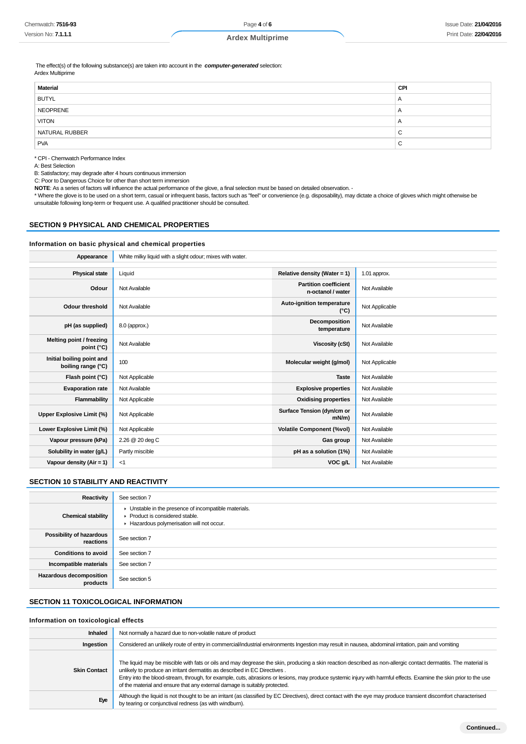The effect(s) of the following substance(s) are taken into account in the ***computer-generated*** selection:
Ardex Multiprime

| Material | CPI |
| --- | --- |
| BUTYL | A |
| NEOPRENE | A |
| VITON | A |
| NATURAL RUBBER | C |
| PVA | C |

* CPI - Chemwatch Performance Index
A: Best Selection
B: Satisfactory; may degrade after 4 hours continuous immersion
C: Poor to Dangerous Choice for other than short term immersion
**NOTE**: As a series of factors will influence the actual performance of the glove, a final selection must be based on detailed observation. -
* Where the glove is to be used on a short term, casual or infrequent basis, factors such as "feel" or convenience (e.g. disposability), may dictate a choice of gloves which might otherwise be unsuitable following long-term or frequent use. A qualified practitioner should be consulted.

## SECTION 9 PHYSICAL AND CHEMICAL PROPERTIES

### Information on basic physical and chemical properties

| | |
| --- | --- |
| **Appearance** | White milky liquid with a slight odour; mixes with water. |

| | | | |
| --- | --- | --- | --- |
| **Physical state** | Liquid | **Relative density (Water = 1)** | 1.01 approx. |
| **Odour** | Not Available | **Partition coefficient n-octanol / water** | Not Available |
| **Odour threshold** | Not Available | **Auto-ignition temperature (°C)** | Not Applicable |
| **pH (as supplied)** | 8.0 (approx.) | **Decomposition temperature** | Not Available |
| **Melting point / freezing point (°C)** | Not Available | **Viscosity (cSt)** | Not Available |
| **Initial boiling point and boiling range (°C)** | 100 | **Molecular weight (g/mol)** | Not Applicable |
| **Flash point (°C)** | Not Applicable | **Taste** | Not Available |
| **Evaporation rate** | Not Available | **Explosive properties** | Not Available |
| **Flammability** | Not Applicable | **Oxidising properties** | Not Available |
| **Upper Explosive Limit (%)** | Not Applicable | **Surface Tension (dyn/cm or mN/m)** | Not Available |
| **Lower Explosive Limit (%)** | Not Applicable | **Volatile Component (%vol)** | Not Available |
| **Vapour pressure (kPa)** | 2.26 @ 20 deg C | **Gas group** | Not Available |
| **Solubility in water (g/L)** | Partly miscible | **pH as a solution (1%)** | Not Available |
| **Vapour density (Air = 1)** | <1 | **VOC g/L** | Not Available |

## SECTION 10 STABILITY AND REACTIVITY

| | |
| --- | --- |
| **Reactivity** | See section 7 |
| **Chemical stability** | ▸ Unstable in the presence of incompatible materials.<br>▸ Product is considered stable.<br>▸ Hazardous polymerisation will not occur. |
| **Possibility of hazardous reactions** | See section 7 |
| **Conditions to avoid** | See section 7 |
| **Incompatible materials** | See section 7 |
| **Hazardous decomposition products** | See section 5 |

## SECTION 11 TOXICOLOGICAL INFORMATION

### Information on toxicological effects

| | |
| --- | --- |
| **Inhaled** | Not normally a hazard due to non-volatile nature of product |
| **Ingestion** | Considered an unlikely route of entry in commercial/industrial environments Ingestion may result in nausea, abdominal irritation, pain and vomiting |
| **Skin Contact** | The liquid may be miscible with fats or oils and may degrease the skin, producing a skin reaction described as non-allergic contact dermatitis. The material is unlikely to produce an irritant dermatitis as described in EC Directives .<br>Entry into the blood-stream, through, for example, cuts, abrasions or lesions, may produce systemic injury with harmful effects. Examine the skin prior to the use of the material and ensure that any external damage is suitably protected. |
| **Eye** | Although the liquid is not thought to be an irritant (as classified by EC Directives), direct contact with the eye may produce transient discomfort characterised by tearing or conjunctival redness (as with windburn). |

Continued...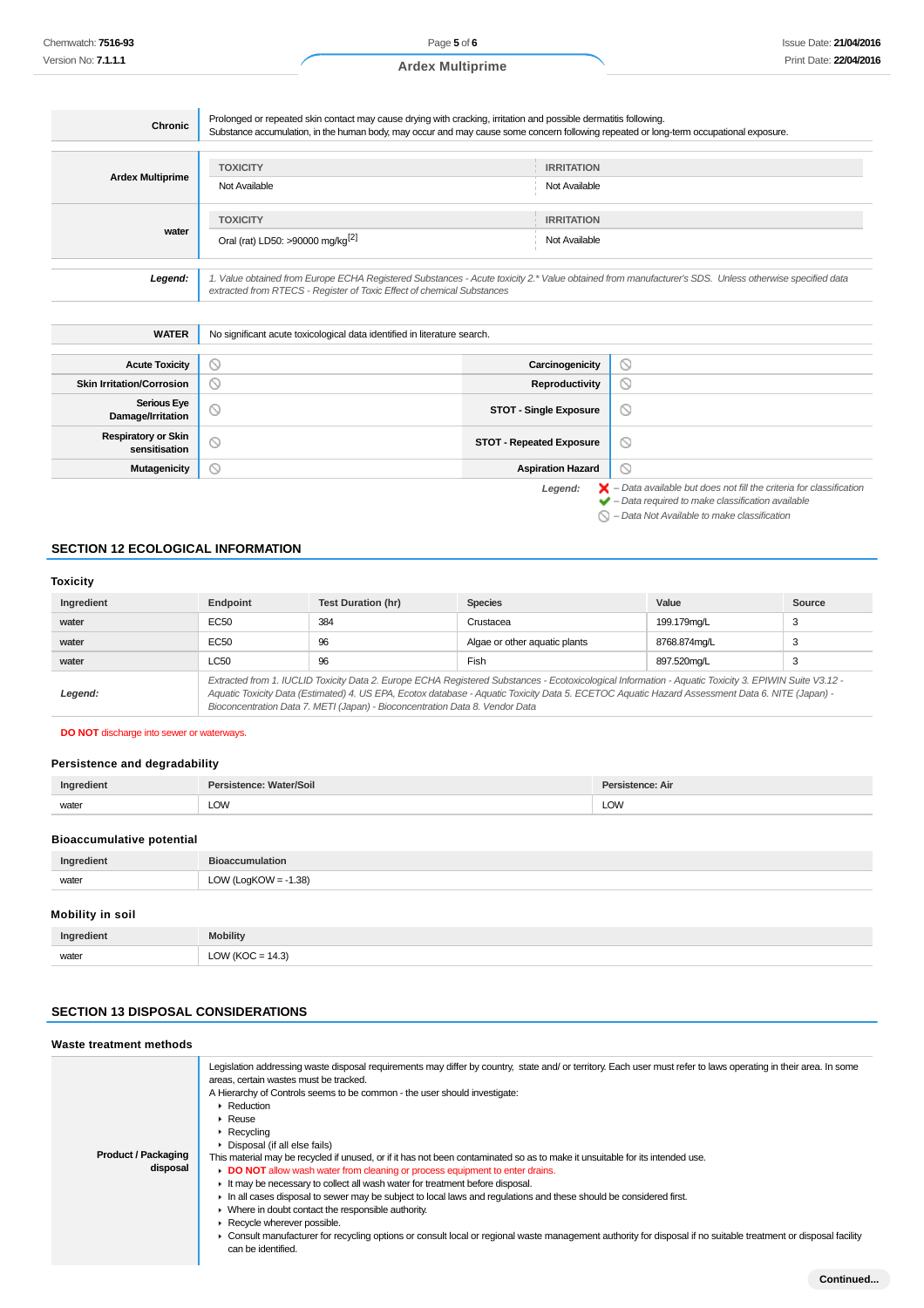| | |
|---|---|
| **Chronic** | Prolonged or repeated skin contact may cause drying with cracking, irritation and possible dermatitis following. Substance accumulation, in the human body, may occur and may cause some concern following repeated or long-term occupational exposure. |

| | TOXICITY | IRRITATION |
|---|---|---|
| **Ardex Multiprime** | Not Available | Not Available |
| | **TOXICITY** | **IRRITATION** |
| **water** | Oral (rat) LD50: >90000 mg/kg[2] | Not Available |
| ***Legend:*** | *1. Value obtained from Europe ECHA Registered Substances - Acute toxicity 2.* Value obtained from manufacturer's SDS. Unless otherwise specified data extracted from RTECS - Register of Toxic Effect of chemical Substances* | |

| | |
|---|---|
| **WATER** | No significant acute toxicological data identified in literature search. |

| | | | |
|---|---|---|---|
| **Acute Toxicity** | ⦸ | **Carcinogenicity** | ⦸ |
| **Skin Irritation/Corrosion** | ⦸ | **Reproductivity** | ⦸ |
| **Serious Eye Damage/Irritation** | ⦸ | **STOT - Single Exposure** | ⦸ |
| **Respiratory or Skin sensitisation** | ⦸ | **STOT - Repeated Exposure** | ⦸ |
| **Mutagenicity** | ⦸ | **Aspiration Hazard** | ⦸ |

***Legend:***
- ❌ *– Data available but does not fill the criteria for classification*
- ✔ *– Data required to make classification available*
- ⦸ *– Data Not Available to make classification*

## SECTION 12 ECOLOGICAL INFORMATION

### Toxicity

| Ingredient | Endpoint | Test Duration (hr) | Species | Value | Source |
|---|---|---|---|---|---|
| **water** | EC50 | 384 | Crustacea | 199.179mg/L | 3 |
| **water** | EC50 | 96 | Algae or other aquatic plants | 8768.874mg/L | 3 |
| **water** | LC50 | 96 | Fish | 897.520mg/L | 3 |
| ***Legend:*** | *Extracted from 1. IUCLID Toxicity Data 2. Europe ECHA Registered Substances - Ecotoxicological Information - Aquatic Toxicity 3. EPIWIN Suite V3.12 - Aquatic Toxicity Data (Estimated) 4. US EPA, Ecotox database - Aquatic Toxicity Data 5. ECETOC Aquatic Hazard Assessment Data 6. NITE (Japan) - Bioconcentration Data 7. METI (Japan) - Bioconcentration Data 8. Vendor Data* | | | | |

**DO NOT** discharge into sewer or waterways.

### Persistence and degradability

| Ingredient | Persistence: Water/Soil | Persistence: Air |
|---|---|---|
| water | LOW | LOW |

### Bioaccumulative potential

| Ingredient | Bioaccumulation |
|---|---|
| water | LOW (LogKOW = -1.38) |

### Mobility in soil

| Ingredient | Mobility |
|---|---|
| water | LOW (KOC = 14.3) |

## SECTION 13 DISPOSAL CONSIDERATIONS

### Waste treatment methods

**Product / Packaging disposal**

Legislation addressing waste disposal requirements may differ by country, state and/ or territory. Each user must refer to laws operating in their area. In some areas, certain wastes must be tracked.

A Hierarchy of Controls seems to be common - the user should investigate:
- Reduction
- Reuse
- Recycling
- Disposal (if all else fails)

This material may be recycled if unused, or if it has not been contaminated so as to make it unsuitable for its intended use.
- **DO NOT** allow wash water from cleaning or process equipment to enter drains.
- It may be necessary to collect all wash water for treatment before disposal.
- In all cases disposal to sewer may be subject to local laws and regulations and these should be considered first.
- Where in doubt contact the responsible authority.
- Recycle wherever possible.
- Consult manufacturer for recycling options or consult local or regional waste management authority for disposal if no suitable treatment or disposal facility can be identified.

**Continued...**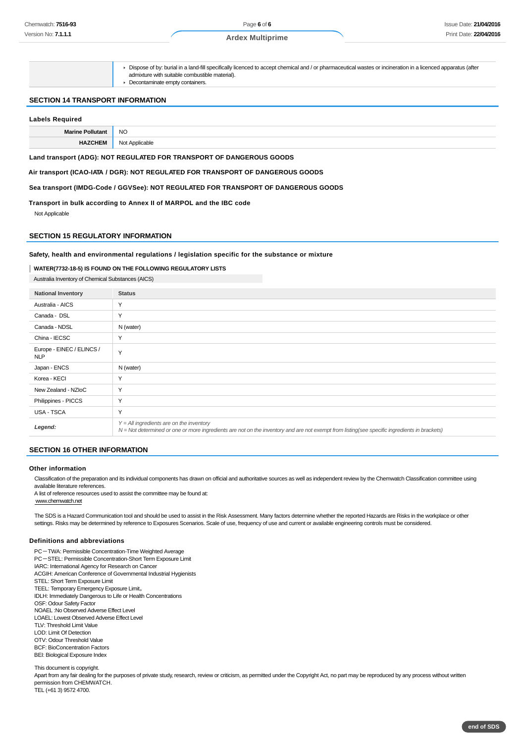| | |
|---|---|
| | - Dispose of by: burial in a land-fill specifically licenced to accept chemical and / or pharmaceutical wastes or incineration in a licenced apparatus (after admixture with suitable combustible material).<br>- Decontaminate empty containers. |

## SECTION 14 TRANSPORT INFORMATION

### Labels Required

| | |
|---|---|
| **Marine Pollutant** | NO |
| **HAZCHEM** | Not Applicable |

**Land transport (ADG): NOT REGULATED FOR TRANSPORT OF DANGEROUS GOODS**

**Air transport (ICAO-IATA / DGR): NOT REGULATED FOR TRANSPORT OF DANGEROUS GOODS**

**Sea transport (IMDG-Code / GGVSee): NOT REGULATED FOR TRANSPORT OF DANGEROUS GOODS**

**Transport in bulk according to Annex II of MARPOL and the IBC code**

Not Applicable

## SECTION 15 REGULATORY INFORMATION

### Safety, health and environmental regulations / legislation specific for the substance or mixture

**WATER(7732-18-5) IS FOUND ON THE FOLLOWING REGULATORY LISTS**

Australia Inventory of Chemical Substances (AICS)

| National Inventory | Status |
|---|---|
| Australia - AICS | Y |
| Canada - DSL | Y |
| Canada - NDSL | N (water) |
| China - IECSC | Y |
| Europe - EINEC / ELINCS / NLP | Y |
| Japan - ENCS | N (water) |
| Korea - KECI | Y |
| New Zealand - NZIoC | Y |
| Philippines - PICCS | Y |
| USA - TSCA | Y |
| ***Legend:*** | *Y = All ingredients are on the inventory*<br>*N = Not determined or one or more ingredients are not on the inventory and are not exempt from listing(see specific ingredients in brackets)* |

## SECTION 16 OTHER INFORMATION

### Other information

Classification of the preparation and its individual components has drawn on official and authoritative sources as well as independent review by the Chemwatch Classification committee using available literature references.
A list of reference resources used to assist the committee may be found at:
www.chemwatch.net

The SDS is a Hazard Communication tool and should be used to assist in the Risk Assessment. Many factors determine whether the reported Hazards are Risks in the workplace or other settings. Risks may be determined by reference to Exposures Scenarios. Scale of use, frequency of use and current or available engineering controls must be considered.

### Definitions and abbreviations

PC－TWA: Permissible Concentration-Time Weighted Average
PC－STEL: Permissible Concentration-Short Term Exposure Limit
IARC: International Agency for Research on Cancer
ACGIH: American Conference of Governmental Industrial Hygienists
STEL: Short Term Exposure Limit
TEEL: Temporary Emergency Exposure Limit。
IDLH: Immediately Dangerous to Life or Health Concentrations
OSF: Odour Safety Factor
NOAEL :No Observed Adverse Effect Level
LOAEL: Lowest Observed Adverse Effect Level
TLV: Threshold Limit Value
LOD: Limit Of Detection
OTV: Odour Threshold Value
BCF: BioConcentration Factors
BEI: Biological Exposure Index

This document is copyright.
Apart from any fair dealing for the purposes of private study, research, review or criticism, as permitted under the Copyright Act, no part may be reproduced by any process without written permission from CHEMWATCH.
TEL (+61 3) 9572 4700.

end of SDS